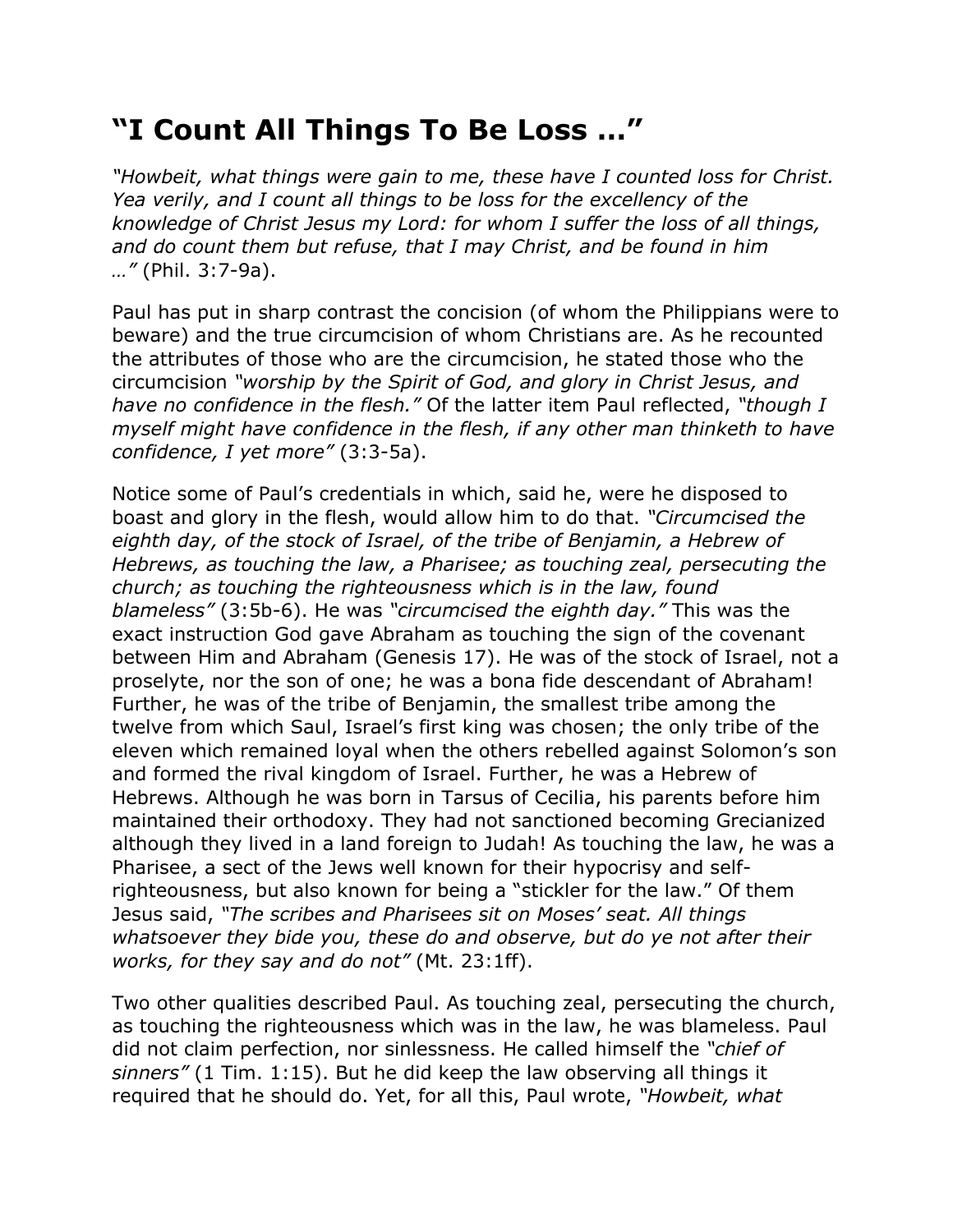# "I Count All Things To Be Loss …"

*"Howbeit, what things were gain to me, these have I counted loss for Christ. Yea verily, and I count all things to be loss for the excellency of the knowledge of Christ Jesus my Lord: for whom I suffer the loss of all things, and do count them but refuse, that I may Christ, and be found in him …"* (Phil. 3:7-9a).

Paul has put in sharp contrast the concision (of whom the Philippians were to beware) and the true circumcision of whom Christians are. As he recounted the attributes of those who are the circumcision, he stated those who the circumcision *"worship by the Spirit of God, and glory in Christ Jesus, and have no confidence in the flesh."* Of the latter item Paul reflected, *"though I myself might have confidence in the flesh, if any other man thinketh to have confidence, I yet more"* (3:3-5a).

Notice some of Paul's credentials in which, said he, were he disposed to boast and glory in the flesh, would allow him to do that. *"Circumcised the eighth day, of the stock of Israel, of the tribe of Benjamin, a Hebrew of Hebrews, as touching the law, a Pharisee; as touching zeal, persecuting the church; as touching the righteousness which is in the law, found blameless"* (3:5b-6). He was *"circumcised the eighth day."* This was the exact instruction God gave Abraham as touching the sign of the covenant between Him and Abraham (Genesis 17). He was of the stock of Israel, not a proselyte, nor the son of one; he was a bona fide descendant of Abraham! Further, he was of the tribe of Benjamin, the smallest tribe among the twelve from which Saul, Israel's first king was chosen; the only tribe of the eleven which remained loyal when the others rebelled against Solomon's son and formed the rival kingdom of Israel. Further, he was a Hebrew of Hebrews. Although he was born in Tarsus of Cecilia, his parents before him maintained their orthodoxy. They had not sanctioned becoming Grecianized although they lived in a land foreign to Judah! As touching the law, he was a Pharisee, a sect of the Jews well known for their hypocrisy and self-righteousness, but also known for being a "stickler for the law." Of them Jesus said, *"The scribes and Pharisees sit on Moses' seat. All things whatsoever they bide you, these do and observe, but do ye not after their works, for they say and do not"* (Mt. 23:1ff).

Two other qualities described Paul. As touching zeal, persecuting the church, as touching the righteousness which was in the law, he was blameless. Paul did not claim perfection, nor sinlessness. He called himself the *"chief of sinners"* (1 Tim. 1:15). But he did keep the law observing all things it required that he should do. Yet, for all this, Paul wrote, *"Howbeit, what*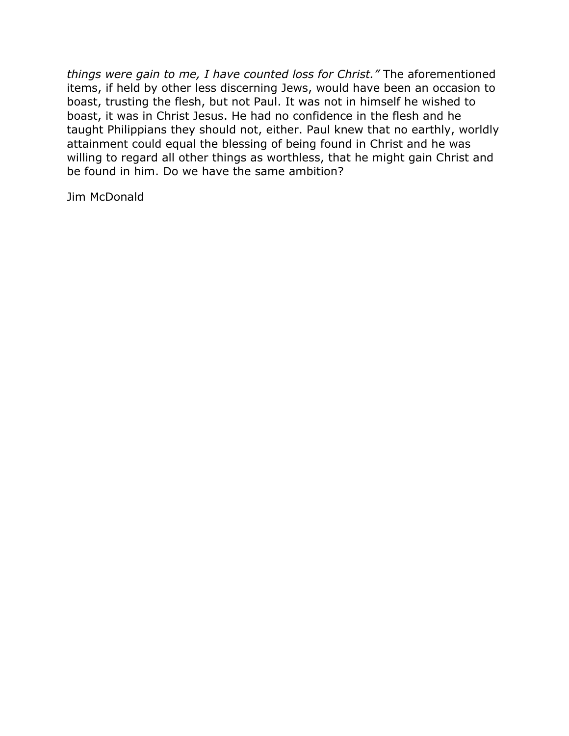*things were gain to me, I have counted loss for Christ."* The aforementioned items, if held by other less discerning Jews, would have been an occasion to boast, trusting the flesh, but not Paul. It was not in himself he wished to boast, it was in Christ Jesus. He had no confidence in the flesh and he taught Philippians they should not, either. Paul knew that no earthly, worldly attainment could equal the blessing of being found in Christ and he was willing to regard all other things as worthless, that he might gain Christ and be found in him. Do we have the same ambition?

Jim McDonald